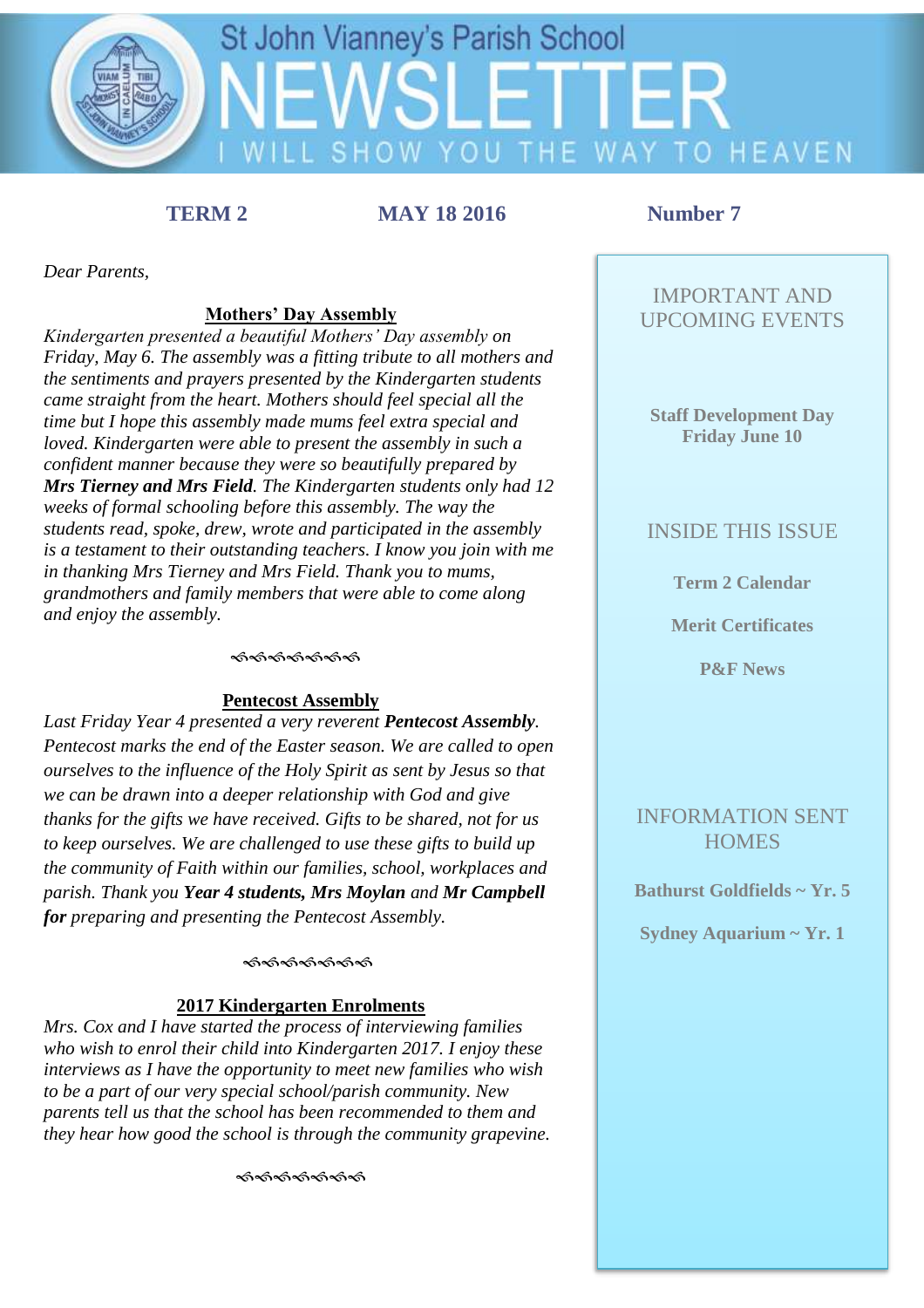# St John Vianney's Parish School NEWSLETTER

I WILL SHOW YOU THE WAY TO HEAVEN

**TERM 2** **MAY 18 2016** **Number 7**

*Dear Parents,*

## Mothers' Day Assembly

*Kindergarten presented a beautiful Mothers' Day assembly on Friday, May 6. The assembly was a fitting tribute to all mothers and the sentiments and prayers presented by the Kindergarten students came straight from the heart. Mothers should feel special all the time but I hope this assembly made mums feel extra special and loved. Kindergarten were able to present the assembly in such a confident manner because they were so beautifully prepared by* ***Mrs Tierney and Mrs Field****. The Kindergarten students only had 12 weeks of formal schooling before this assembly. The way the students read, spoke, drew, wrote and participated in the assembly is a testament to their outstanding teachers. I know you join with me in thanking Mrs Tierney and Mrs Field. Thank you to mums, grandmothers and family members that were able to come along and enjoy the assembly.*

## Pentecost Assembly

*Last Friday Year 4 presented a very reverent* ***Pentecost Assembly****. Pentecost marks the end of the Easter season. We are called to open ourselves to the influence of the Holy Spirit as sent by Jesus so that we can be drawn into a deeper relationship with God and give thanks for the gifts we have received. Gifts to be shared, not for us to keep ourselves. We are challenged to use these gifts to build up the community of Faith within our families, school, workplaces and parish. Thank you* ***Year 4 students, Mrs Moylan*** *and* ***Mr Campbell for*** *preparing and presenting the Pentecost Assembly.*

## 2017 Kindergarten Enrolments

*Mrs. Cox and I have started the process of interviewing families who wish to enrol their child into Kindergarten 2017. I enjoy these interviews as I have the opportunity to meet new families who wish to be a part of our very special school/parish community. New parents tell us that the school has been recommended to them and they hear how good the school is through the community grapevine.*

---

## IMPORTANT AND UPCOMING EVENTS

**Staff Development Day**
**Friday June 10**

## INSIDE THIS ISSUE

**Term 2 Calendar**

**Merit Certificates**

**P&F News**

## INFORMATION SENT HOMES

**Bathurst Goldfields ~ Yr. 5**

**Sydney Aquarium ~ Yr. 1**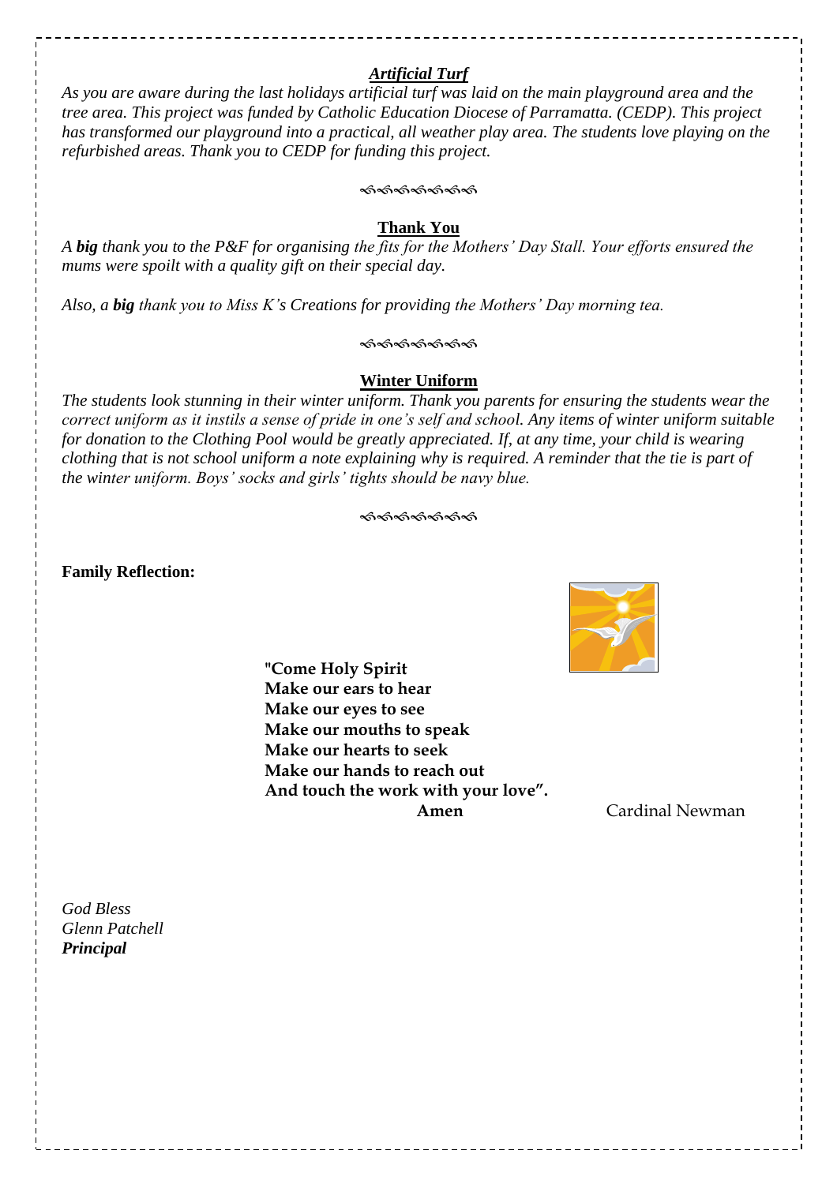## *Artificial Turf*

*As you are aware during the last holidays artificial turf was laid on the main playground area and the tree area. This project was funded by Catholic Education Diocese of Parramatta. (CEDP). This project has transformed our playground into a practical, all weather play area. The students love playing on the refurbished areas. Thank you to CEDP for funding this project.*

## Thank You

*A **big** thank you to the P&F for organising the fits for the Mothers' Day Stall. Your efforts ensured the mums were spoilt with a quality gift on their special day.*

*Also, a **big** thank you to Miss K's Creations for providing the Mothers' Day morning tea.*

## Winter Uniform

*The students look stunning in their winter uniform. Thank you parents for ensuring the students wear the correct uniform as it instils a sense of pride in one's self and school. Any items of winter uniform suitable for donation to the Clothing Pool would be greatly appreciated. If, at any time, your child is wearing clothing that is not school uniform a note explaining why is required. A reminder that the tie is part of the winter uniform. Boys' socks and girls' tights should be navy blue.*

**Family Reflection:**

**"Come Holy Spirit**
**Make our ears to hear**
**Make our eyes to see**
**Make our mouths to speak**
**Make our hearts to seek**
**Make our hands to reach out**
**And touch the work with your love".**
**Amen** Cardinal Newman

*God Bless*
*Glenn Patchell*
***Principal***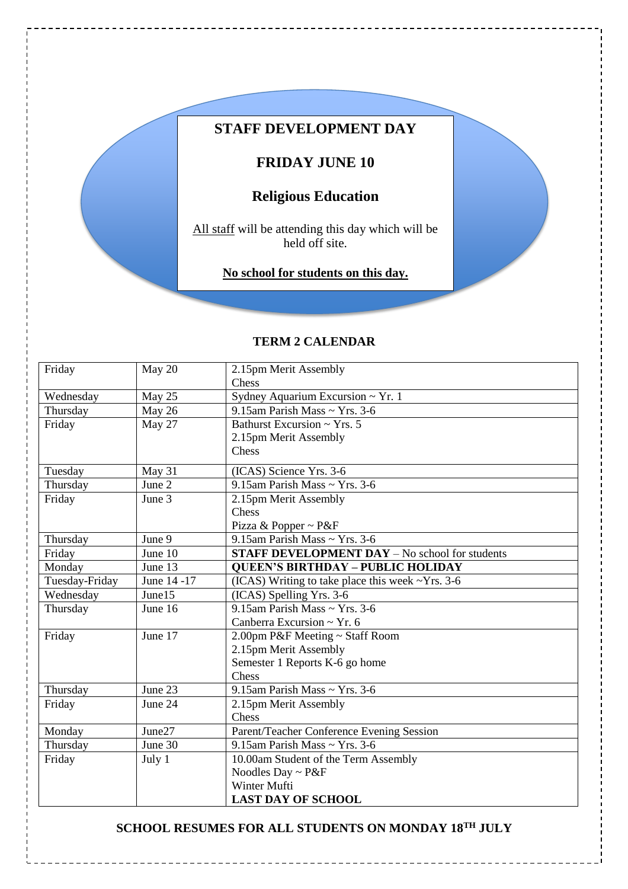## STAFF DEVELOPMENT DAY

## FRIDAY JUNE 10

## Religious Education

All staff will be attending this day which will be held off site.

**No school for students on this day.**

### TERM 2 CALENDAR

| | | |
|---|---|---|
| Friday | May 20 | 2.15pm Merit Assembly<br>Chess |
| Wednesday | May 25 | Sydney Aquarium Excursion ~ Yr. 1 |
| Thursday | May 26 | 9.15am Parish Mass ~ Yrs. 3-6 |
| Friday | May 27 | Bathurst Excursion ~ Yrs. 5<br>2.15pm Merit Assembly<br>Chess |
| Tuesday | May 31 | (ICAS) Science Yrs. 3-6 |
| Thursday | June 2 | 9.15am Parish Mass ~ Yrs. 3-6 |
| Friday | June 3 | 2.15pm Merit Assembly<br>Chess<br>Pizza & Popper ~ P&F |
| Thursday | June 9 | 9.15am Parish Mass ~ Yrs. 3-6 |
| Friday | June 10 | **STAFF DEVELOPMENT DAY** – No school for students |
| Monday | June 13 | **QUEEN'S BIRTHDAY – PUBLIC HOLIDAY** |
| Tuesday-Friday | June 14 -17 | (ICAS) Writing to take place this week ~Yrs. 3-6 |
| Wednesday | June15 | (ICAS) Spelling Yrs. 3-6 |
| Thursday | June 16 | 9.15am Parish Mass ~ Yrs. 3-6<br>Canberra Excursion ~ Yr. 6 |
| Friday | June 17 | 2.00pm P&F Meeting ~ Staff Room<br>2.15pm Merit Assembly<br>Semester 1 Reports K-6 go home<br>Chess |
| Thursday | June 23 | 9.15am Parish Mass ~ Yrs. 3-6 |
| Friday | June 24 | 2.15pm Merit Assembly<br>Chess |
| Monday | June27 | Parent/Teacher Conference Evening Session |
| Thursday | June 30 | 9.15am Parish Mass ~ Yrs. 3-6 |
| Friday | July 1 | 10.00am Student of the Term Assembly<br>Noodles Day ~ P&F<br>Winter Mufti<br>**LAST DAY OF SCHOOL** |

**SCHOOL RESUMES FOR ALL STUDENTS ON MONDAY 18TH JULY**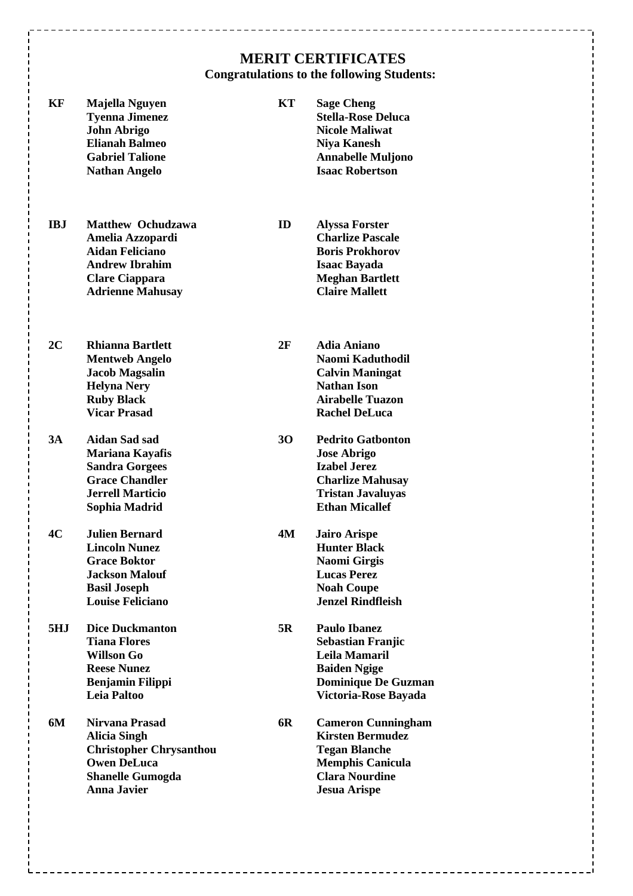# MERIT CERTIFICATES

### Congratulations to the following Students:

**KF**
**Majella Nguyen**
**Tyenna Jimenez**
**John Abrigo**
**Elianah Balmeo**
**Gabriel Talione**
**Nathan Angelo**

**KT**
**Sage Cheng**
**Stella-Rose Deluca**
**Nicole Maliwat**
**Niya Kanesh**
**Annabelle Muljono**
**Isaac Robertson**

**IBJ**
**Matthew Ochudzawa**
**Amelia Azzopardi**
**Aidan Feliciano**
**Andrew Ibrahim**
**Clare Ciappara**
**Adrienne Mahusay**

**ID**
**Alyssa Forster**
**Charlize Pascale**
**Boris Prokhorov**
**Isaac Bayada**
**Meghan Bartlett**
**Claire Mallett**

**2C**
**Rhianna Bartlett**
**Mentweb Angelo**
**Jacob Magsalin**
**Helyna Nery**
**Ruby Black**
**Vicar Prasad**

**2F**
**Adia Aniano**
**Naomi Kaduthodil**
**Calvin Maningat**
**Nathan Ison**
**Airabelle Tuazon**
**Rachel DeLuca**

**3A**
**Aidan Sad sad**
**Mariana Kayafis**
**Sandra Gorgees**
**Grace Chandler**
**Jerrell Marticio**
**Sophia Madrid**

**3O**
**Pedrito Gatbonton**
**Jose Abrigo**
**Izabel Jerez**
**Charlize Mahusay**
**Tristan Javaluyas**
**Ethan Micallef**

**4C**
**Julien Bernard**
**Lincoln Nunez**
**Grace Boktor**
**Jackson Malouf**
**Basil Joseph**
**Louise Feliciano**

**4M**
**Jairo Arispe**
**Hunter Black**
**Naomi Girgis**
**Lucas Perez**
**Noah Coupe**
**Jenzel Rindfleish**

**5HJ**
**Dice Duckmanton**
**Tiana Flores**
**Willson Go**
**Reese Nunez**
**Benjamin Filippi**
**Leia Paltoo**

**5R**
**Paulo Ibanez**
**Sebastian Franjic**
**Leila Mamaril**
**Baiden Ngige**
**Dominique De Guzman**
**Victoria-Rose Bayada**

**6M**
**Nirvana Prasad**
**Alicia Singh**
**Christopher Chrysanthou**
**Owen DeLuca**
**Shanelle Gumogda**
**Anna Javier**

**6R**
**Cameron Cunningham**
**Kirsten Bermudez**
**Tegan Blanche**
**Memphis Canicula**
**Clara Nourdine**
**Jesua Arispe**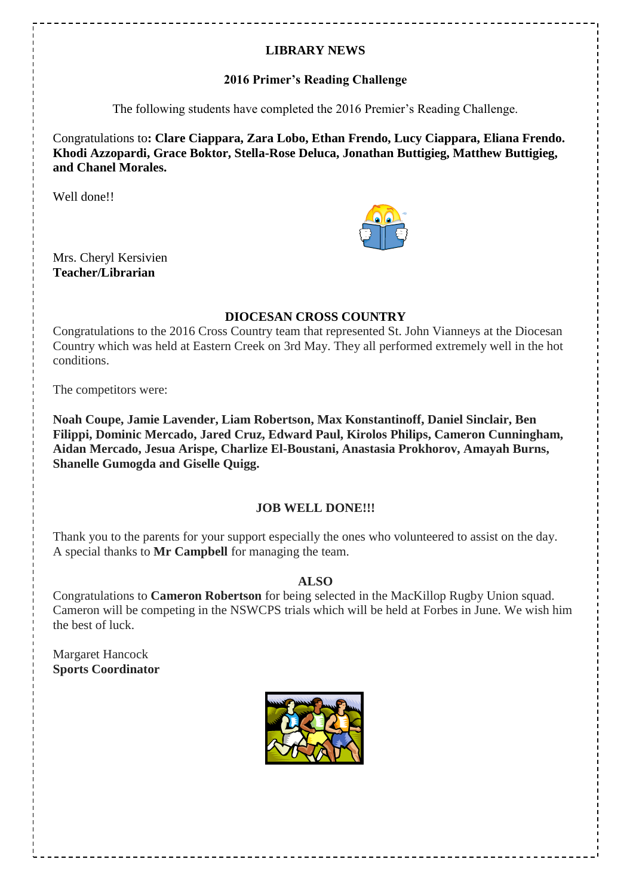## LIBRARY NEWS

### 2016 Primer's Reading Challenge

The following students have completed the 2016 Premier's Reading Challenge.

Congratulations to**: Clare Ciappara, Zara Lobo, Ethan Frendo, Lucy Ciappara, Eliana Frendo. Khodi Azzopardi, Grace Boktor, Stella-Rose Deluca, Jonathan Buttigieg, Matthew Buttigieg, and Chanel Morales.**

Well done!!

Mrs. Cheryl Kersivien
**Teacher/Librarian**

## DIOCESAN CROSS COUNTRY

Congratulations to the 2016 Cross Country team that represented St. John Vianneys at the Diocesan Country which was held at Eastern Creek on 3rd May. They all performed extremely well in the hot conditions.

The competitors were:

**Noah Coupe, Jamie Lavender, Liam Robertson, Max Konstantinoff, Daniel Sinclair, Ben Filippi, Dominic Mercado, Jared Cruz, Edward Paul, Kirolos Philips, Cameron Cunningham, Aidan Mercado, Jesua Arispe, Charlize El-Boustani, Anastasia Prokhorov, Amayah Burns, Shanelle Gumogda and Giselle Quigg.**

### JOB WELL DONE!!!

Thank you to the parents for your support especially the ones who volunteered to assist on the day. A special thanks to **Mr Campbell** for managing the team.

### ALSO

Congratulations to **Cameron Robertson** for being selected in the MacKillop Rugby Union squad. Cameron will be competing in the NSWCPS trials which will be held at Forbes in June. We wish him the best of luck.

Margaret Hancock
**Sports Coordinator**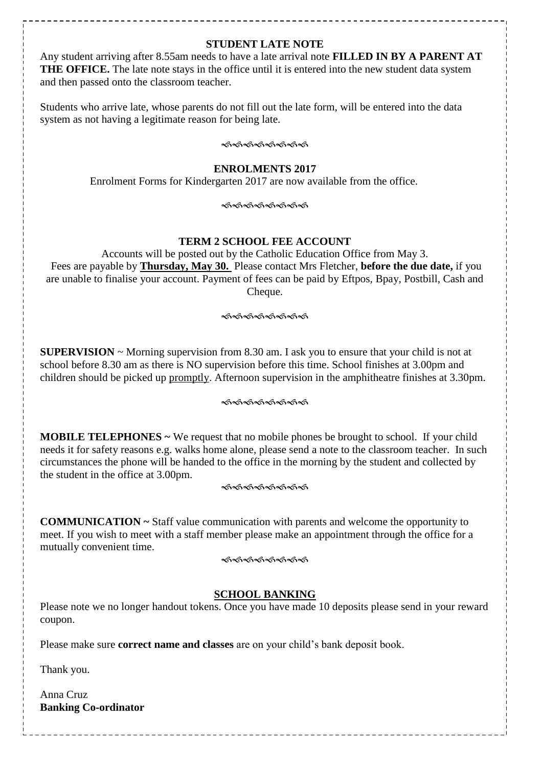## STUDENT LATE NOTE

Any student arriving after 8.55am needs to have a late arrival note **FILLED IN BY A PARENT AT THE OFFICE.** The late note stays in the office until it is entered into the new student data system and then passed onto the classroom teacher.

Students who arrive late, whose parents do not fill out the late form, will be entered into the data system as not having a legitimate reason for being late.

ꕥꕥꕥꕥꕥꕥꕥꕥ

## ENROLMENTS 2017

Enrolment Forms for Kindergarten 2017 are now available from the office.

ꕥꕥꕥꕥꕥꕥꕥꕥ

## TERM 2 SCHOOL FEE ACCOUNT

Accounts will be posted out by the Catholic Education Office from May 3.
Fees are payable by **Thursday, May 30.** Please contact Mrs Fletcher, **before the due date,** if you are unable to finalise your account. Payment of fees can be paid by Eftpos, Bpay, Postbill, Cash and Cheque.

ꕥꕥꕥꕥꕥꕥꕥꕥ

**SUPERVISION** ~ Morning supervision from 8.30 am. I ask you to ensure that your child is not at school before 8.30 am as there is NO supervision before this time. School finishes at 3.00pm and children should be picked up promptly. Afternoon supervision in the amphitheatre finishes at 3.30pm.

ꕥꕥꕥꕥꕥꕥꕥꕥ

**MOBILE TELEPHONES ~** We request that no mobile phones be brought to school. If your child needs it for safety reasons e.g. walks home alone, please send a note to the classroom teacher. In such circumstances the phone will be handed to the office in the morning by the student and collected by the student in the office at 3.00pm.

ꕥꕥꕥꕥꕥꕥꕥꕥ

**COMMUNICATION ~** Staff value communication with parents and welcome the opportunity to meet. If you wish to meet with a staff member please make an appointment through the office for a mutually convenient time.

ꕥꕥꕥꕥꕥꕥꕥꕥ

## SCHOOL BANKING

Please note we no longer handout tokens. Once you have made 10 deposits please send in your reward coupon.

Please make sure **correct name and classes** are on your child's bank deposit book.

Thank you.

Anna Cruz
**Banking Co-ordinator**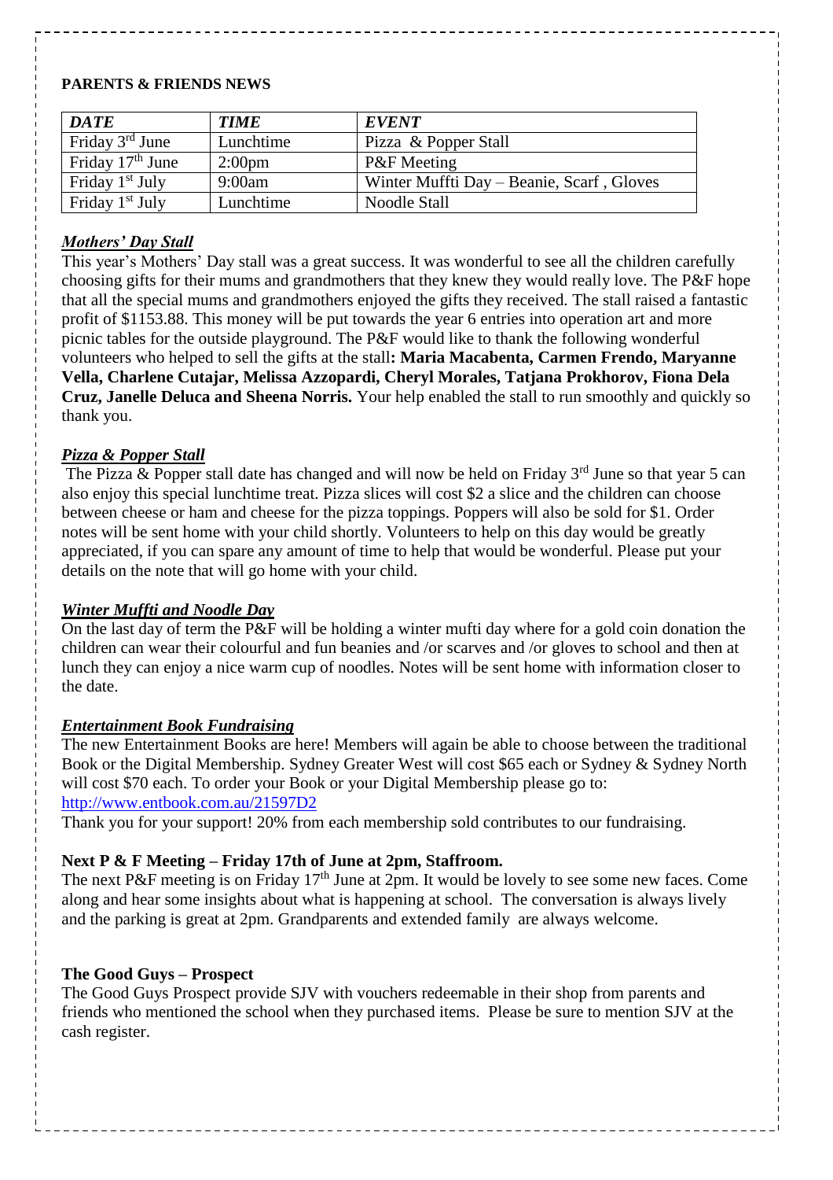**PARENTS & FRIENDS NEWS**

| *DATE* | *TIME* | *EVENT* |
|---|---|---|
| Friday 3rd June | Lunchtime | Pizza & Popper Stall |
| Friday 17th June | 2:00pm | P&F Meeting |
| Friday 1st July | 9:00am | Winter Muffti Day – Beanie, Scarf , Gloves |
| Friday 1st July | Lunchtime | Noodle Stall |

***Mothers' Day Stall***

This year's Mothers' Day stall was a great success. It was wonderful to see all the children carefully choosing gifts for their mums and grandmothers that they knew they would really love. The P&F hope that all the special mums and grandmothers enjoyed the gifts they received. The stall raised a fantastic profit of $1153.88. This money will be put towards the year 6 entries into operation art and more picnic tables for the outside playground. The P&F would like to thank the following wonderful volunteers who helped to sell the gifts at the stall**: Maria Macabenta, Carmen Frendo, Maryanne Vella, Charlene Cutajar, Melissa Azzopardi, Cheryl Morales, Tatjana Prokhorov, Fiona Dela Cruz, Janelle Deluca and Sheena Norris.** Your help enabled the stall to run smoothly and quickly so thank you.

***Pizza & Popper Stall***

The Pizza & Popper stall date has changed and will now be held on Friday 3rd June so that year 5 can also enjoy this special lunchtime treat. Pizza slices will cost $2 a slice and the children can choose between cheese or ham and cheese for the pizza toppings. Poppers will also be sold for $1. Order notes will be sent home with your child shortly. Volunteers to help on this day would be greatly appreciated, if you can spare any amount of time to help that would be wonderful. Please put your details on the note that will go home with your child.

***Winter Muffti and Noodle Day***

On the last day of term the P&F will be holding a winter mufti day where for a gold coin donation the children can wear their colourful and fun beanies and /or scarves and /or gloves to school and then at lunch they can enjoy a nice warm cup of noodles. Notes will be sent home with information closer to the date.

***Entertainment Book Fundraising***

The new Entertainment Books are here! Members will again be able to choose between the traditional Book or the Digital Membership. Sydney Greater West will cost $65 each or Sydney & Sydney North will cost $70 each. To order your Book or your Digital Membership please go to: http://www.entbook.com.au/21597D2

Thank you for your support! 20% from each membership sold contributes to our fundraising.

**Next P & F Meeting – Friday 17th of June at 2pm, Staffroom.**

The next P&F meeting is on Friday 17th June at 2pm. It would be lovely to see some new faces. Come along and hear some insights about what is happening at school. The conversation is always lively and the parking is great at 2pm. Grandparents and extended family are always welcome.

**The Good Guys – Prospect**

The Good Guys Prospect provide SJV with vouchers redeemable in their shop from parents and friends who mentioned the school when they purchased items. Please be sure to mention SJV at the cash register.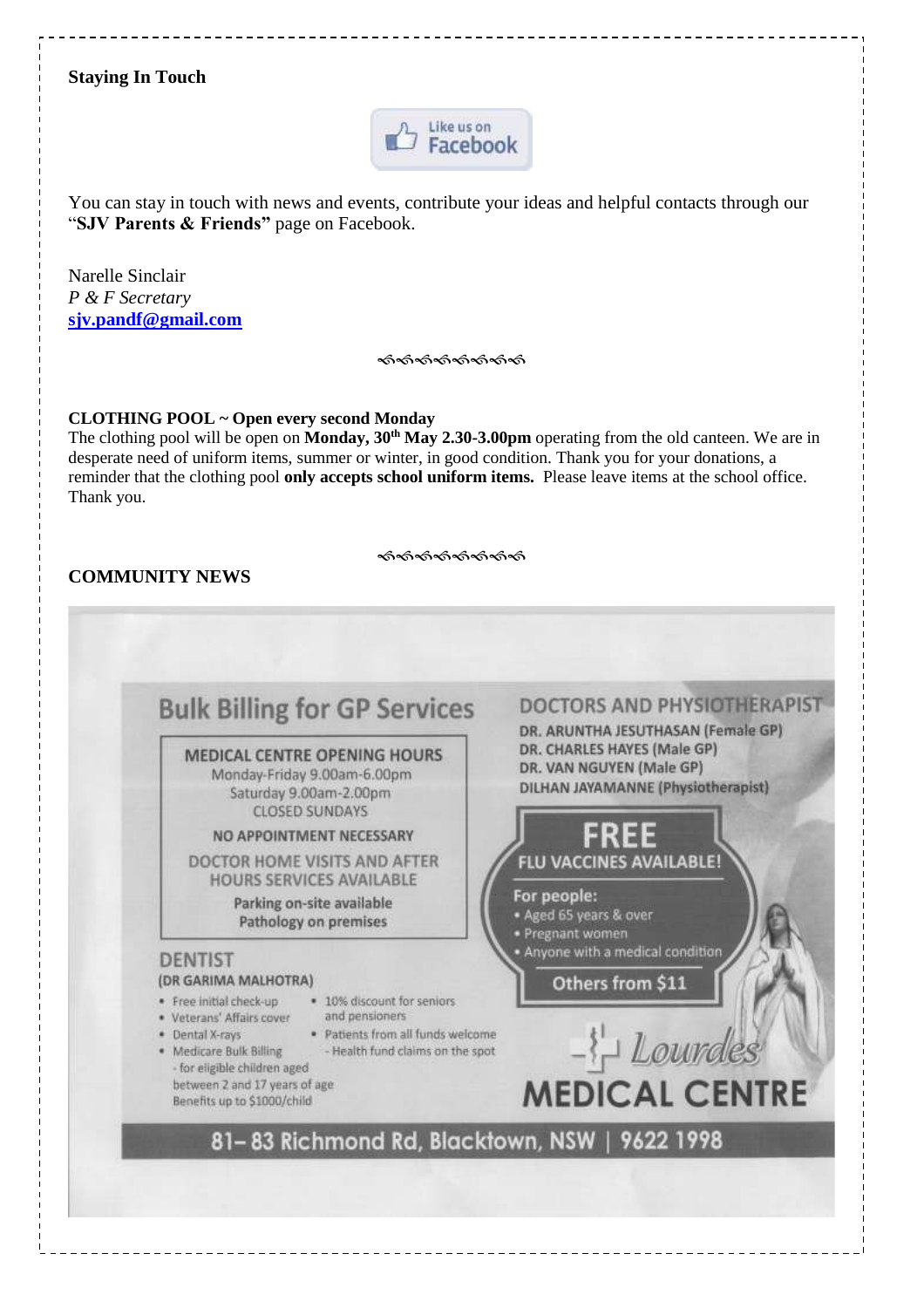**Staying In Touch**

Like us on Facebook

You can stay in touch with news and events, contribute your ideas and helpful contacts through our "**SJV Parents & Friends"** page on Facebook.

Narelle Sinclair
*P & F Secretary*
**sjv.pandf@gmail.com**

ꕥꕥꕥꕥꕥꕥꕥꕥꕥ

**CLOTHING POOL ~ Open every second Monday**
The clothing pool will be open on **Monday, 30th May 2.30-3.00pm** operating from the old canteen. We are in desperate need of uniform items, summer or winter, in good condition. Thank you for your donations, a reminder that the clothing pool **only accepts school uniform items.** Please leave items at the school office. Thank you.

ꕥꕥꕥꕥꕥꕥꕥꕥꕥ

**COMMUNITY NEWS**

## Bulk Billing for GP Services

**MEDICAL CENTRE OPENING HOURS**
Monday-Friday 9.00am-6.00pm
Saturday 9.00am-2.00pm
CLOSED SUNDAYS

**NO APPOINTMENT NECESSARY**

DOCTOR HOME VISITS AND AFTER HOURS SERVICES AVAILABLE

Parking on-site available
Pathology on premises

### DENTIST
(DR GARIMA MALHOTRA)

- Free initial check-up
- Veterans' Affairs cover
- Dental X-rays
- Medicare Bulk Billing - for eligible children aged between 2 and 17 years of age Benefits up to $1000/child
- 10% discount for seniors and pensioners
- Patients from all funds welcome - Health fund claims on the spot

### DOCTORS AND PHYSIOTHERAPIST
DR. ARUNTHA JESUTHASAN (Female GP)
DR. CHARLES HAYES (Male GP)
DR. VAN NGUYEN (Male GP)
DILHAN JAYAMANNE (Physiotherapist)

**FREE**
**FLU VACCINES AVAILABLE!**

For people:
- Aged 65 years & over
- Pregnant women
- Anyone with a medical condition

Others from $11

**Lourdes MEDICAL CENTRE**

81– 83 Richmond Rd, Blacktown, NSW | 9622 1998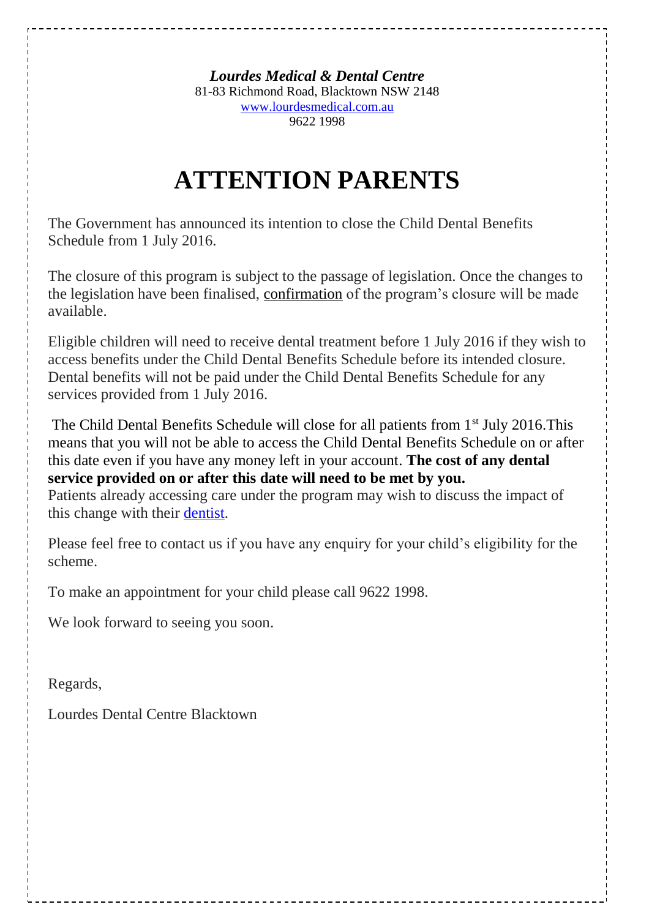***Lourdes Medical & Dental Centre***

81-83 Richmond Road, Blacktown NSW 2148

www.lourdesmedical.com.au

9622 1998

# ATTENTION PARENTS

The Government has announced its intention to close the Child Dental Benefits Schedule from 1 July 2016.

The closure of this program is subject to the passage of legislation. Once the changes to the legislation have been finalised, confirmation of the program's closure will be made available.

Eligible children will need to receive dental treatment before 1 July 2016 if they wish to access benefits under the Child Dental Benefits Schedule before its intended closure. Dental benefits will not be paid under the Child Dental Benefits Schedule for any services provided from 1 July 2016.

The Child Dental Benefits Schedule will close for all patients from 1st July 2016.This means that you will not be able to access the Child Dental Benefits Schedule on or after this date even if you have any money left in your account. **The cost of any dental service provided on or after this date will need to be met by you.**
Patients already accessing care under the program may wish to discuss the impact of this change with their dentist.

Please feel free to contact us if you have any enquiry for your child's eligibility for the scheme.

To make an appointment for your child please call 9622 1998.

We look forward to seeing you soon.

Regards,

Lourdes Dental Centre Blacktown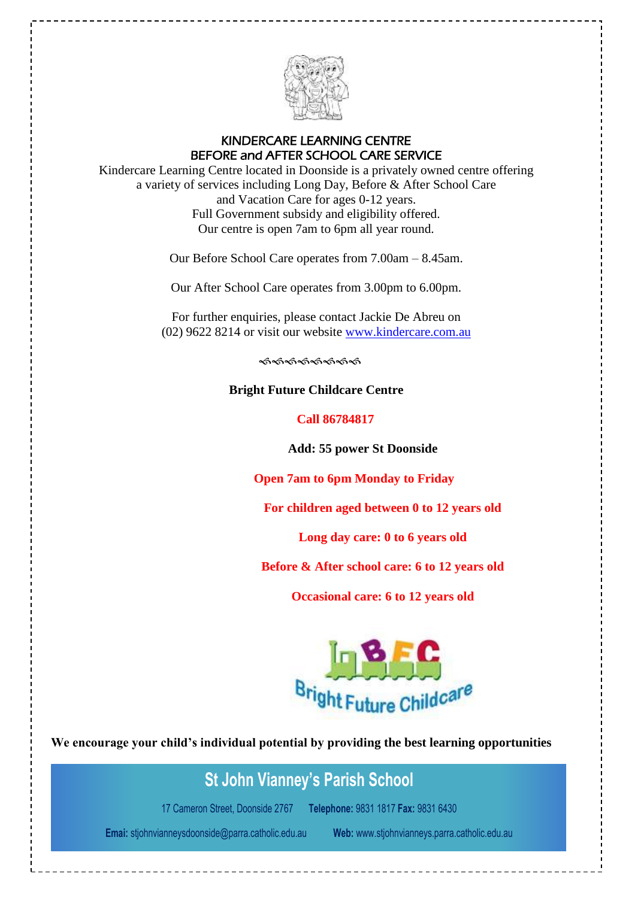## KINDERCARE LEARNING CENTRE
## BEFORE and AFTER SCHOOL CARE SERVICE

Kindercare Learning Centre located in Doonside is a privately owned centre offering a variety of services including Long Day, Before & After School Care and Vacation Care for ages 0-12 years.
Full Government subsidy and eligibility offered.
Our centre is open 7am to 6pm all year round.

Our Before School Care operates from 7.00am – 8.45am.

Our After School Care operates from 3.00pm to 6.00pm.

For further enquiries, please contact Jackie De Abreu on (02) 9622 8214 or visit our website www.kindercare.com.au

**Bright Future Childcare Centre**

**Call 86784817**

**Add: 55 power St Doonside**

**Open 7am to 6pm Monday to Friday**

**For children aged between 0 to 12 years old**

**Long day care: 0 to 6 years old**

**Before & After school care: 6 to 12 years old**

**Occasional care: 6 to 12 years old**

BFC Bright Future Childcare

**We encourage your child's individual potential by providing the best learning opportunities**

## St John Vianney's Parish School

17 Cameron Street, Doonside 2767 **Telephone:** 9831 1817 **Fax:** 9831 6430

**Emai:** stjohnvianneysdoonside@parra.catholic.edu.au **Web:** www.stjohnvianneys.parra.catholic.edu.au